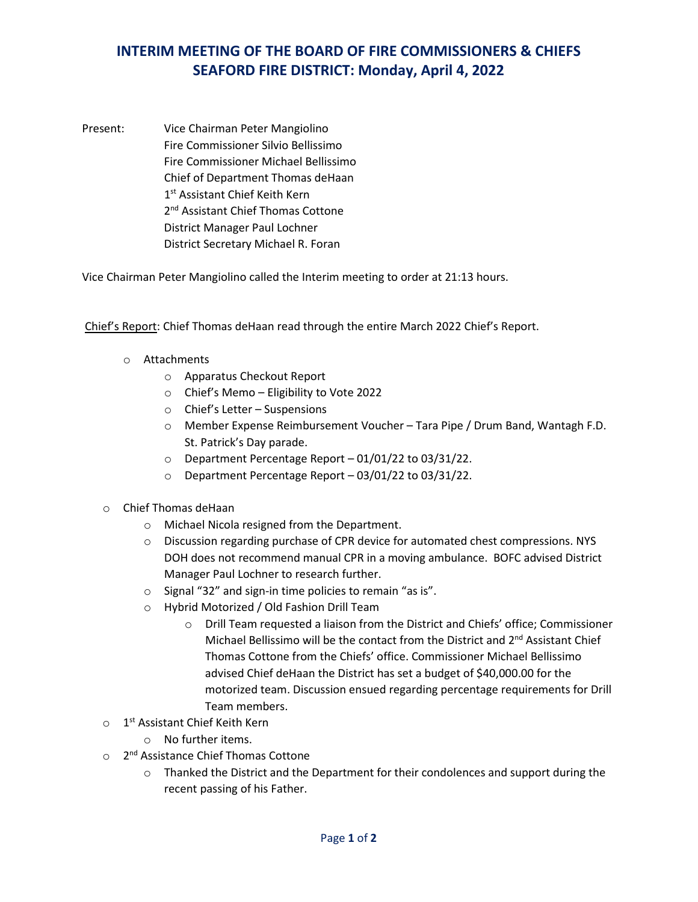# INTERIM MEETING OF THE BOARD OF FIRE COMMISSIONERS & CHIEFS
# SEAFORD FIRE DISTRICT: Monday, April 4, 2022

Present:
Vice Chairman Peter Mangiolino
Fire Commissioner Silvio Bellissimo
Fire Commissioner Michael Bellissimo
Chief of Department Thomas deHaan
1st Assistant Chief Keith Kern
2nd Assistant Chief Thomas Cottone
District Manager Paul Lochner
District Secretary Michael R. Foran

Vice Chairman Peter Mangiolino called the Interim meeting to order at 21:13 hours.

Chief's Report: Chief Thomas deHaan read through the entire March 2022 Chief's Report.

- Attachments
  - Apparatus Checkout Report
  - Chief's Memo – Eligibility to Vote 2022
  - Chief's Letter – Suspensions
  - Member Expense Reimbursement Voucher – Tara Pipe / Drum Band, Wantagh F.D. St. Patrick's Day parade.
  - Department Percentage Report – 01/01/22 to 03/31/22.
  - Department Percentage Report – 03/01/22 to 03/31/22.
- Chief Thomas deHaan
  - Michael Nicola resigned from the Department.
  - Discussion regarding purchase of CPR device for automated chest compressions. NYS DOH does not recommend manual CPR in a moving ambulance. BOFC advised District Manager Paul Lochner to research further.
  - Signal "32" and sign-in time policies to remain "as is".
  - Hybrid Motorized / Old Fashion Drill Team
    - Drill Team requested a liaison from the District and Chiefs' office; Commissioner Michael Bellissimo will be the contact from the District and 2nd Assistant Chief Thomas Cottone from the Chiefs' office. Commissioner Michael Bellissimo advised Chief deHaan the District has set a budget of $40,000.00 for the motorized team. Discussion ensued regarding percentage requirements for Drill Team members.
- 1st Assistant Chief Keith Kern
  - No further items.
- 2nd Assistance Chief Thomas Cottone
  - Thanked the District and the Department for their condolences and support during the recent passing of his Father.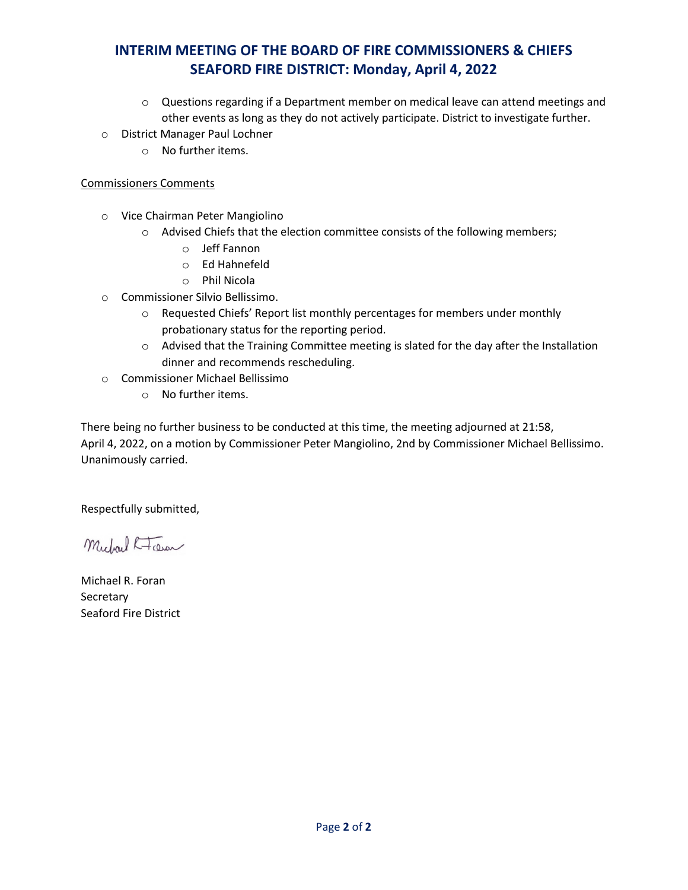- Questions regarding if a Department member on medical leave can attend meetings and other events as long as they do not actively participate. District to investigate further.
- District Manager Paul Lochner
  - No further items.

<u>Commissioners Comments</u>

- Vice Chairman Peter Mangiolino
  - Advised Chiefs that the election committee consists of the following members;
    - Jeff Fannon
    - Ed Hahnefeld
    - Phil Nicola
- Commissioner Silvio Bellissimo.
  - Requested Chiefs' Report list monthly percentages for members under monthly probationary status for the reporting period.
  - Advised that the Training Committee meeting is slated for the day after the Installation dinner and recommends rescheduling.
- Commissioner Michael Bellissimo
  - No further items.

There being no further business to be conducted at this time, the meeting adjourned at 21:58, April 4, 2022, on a motion by Commissioner Peter Mangiolino, 2nd by Commissioner Michael Bellissimo. Unanimously carried.

Respectfully submitted,

Michael R. Foran
Secretary
Seaford Fire District